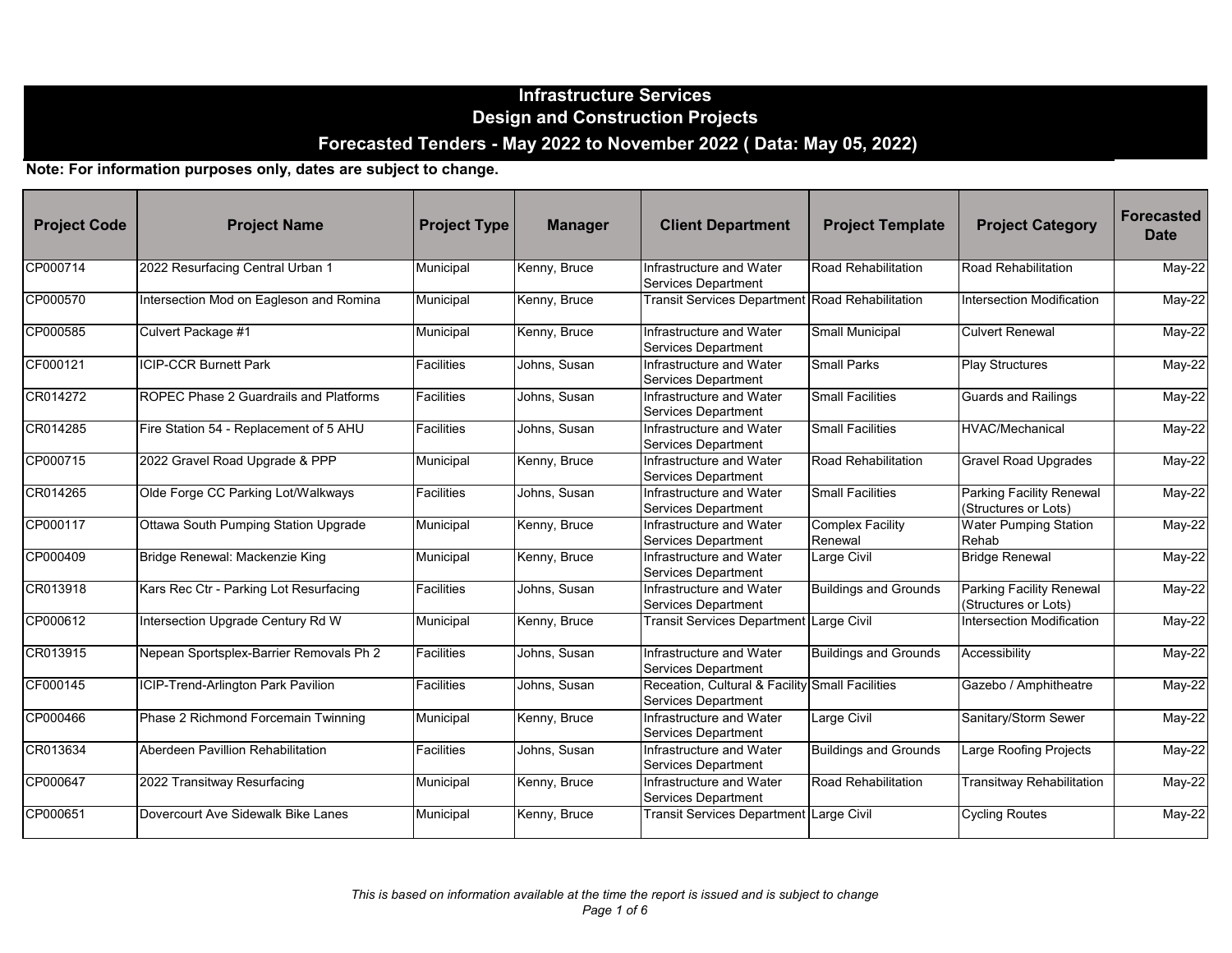# Infrastructure Services
## Design and Construction Projects
## Forecasted Tenders - May 2022 to November 2022 ( Data: May 05, 2022)

**Note: For information purposes only, dates are subject to change.**

| Project Code | Project Name | Project Type | Manager | Client Department | Project Template | Project Category | Forecasted Date |
|---|---|---|---|---|---|---|---|
| CP000714 | 2022 Resurfacing Central Urban 1 | Municipal | Kenny, Bruce | Infrastructure and Water Services Department | Road Rehabilitation | Road Rehabilitation | May-22 |
| CP000570 | Intersection Mod on Eagleson and Romina | Municipal | Kenny, Bruce | Transit Services Department | Road Rehabilitation | Intersection Modification | May-22 |
| CP000585 | Culvert Package #1 | Municipal | Kenny, Bruce | Infrastructure and Water Services Department | Small Municipal | Culvert Renewal | May-22 |
| CF000121 | ICIP-CCR Burnett Park | Facilities | Johns, Susan | Infrastructure and Water Services Department | Small Parks | Play Structures | May-22 |
| CR014272 | ROPEC Phase 2 Guardrails and Platforms | Facilities | Johns, Susan | Infrastructure and Water Services Department | Small Facilities | Guards and Railings | May-22 |
| CR014285 | Fire Station 54 - Replacement of 5 AHU | Facilities | Johns, Susan | Infrastructure and Water Services Department | Small Facilities | HVAC/Mechanical | May-22 |
| CP000715 | 2022 Gravel Road Upgrade & PPP | Municipal | Kenny, Bruce | Infrastructure and Water Services Department | Road Rehabilitation | Gravel Road Upgrades | May-22 |
| CR014265 | Olde Forge CC Parking Lot/Walkways | Facilities | Johns, Susan | Infrastructure and Water Services Department | Small Facilities | Parking Facility Renewal (Structures or Lots) | May-22 |
| CP000117 | Ottawa South Pumping Station Upgrade | Municipal | Kenny, Bruce | Infrastructure and Water Services Department | Complex Facility Renewal | Water Pumping Station Rehab | May-22 |
| CP000409 | Bridge Renewal: Mackenzie King | Municipal | Kenny, Bruce | Infrastructure and Water Services Department | Large Civil | Bridge Renewal | May-22 |
| CR013918 | Kars Rec Ctr - Parking Lot Resurfacing | Facilities | Johns, Susan | Infrastructure and Water Services Department | Buildings and Grounds | Parking Facility Renewal (Structures or Lots) | May-22 |
| CP000612 | Intersection Upgrade Century Rd W | Municipal | Kenny, Bruce | Transit Services Department | Large Civil | Intersection Modification | May-22 |
| CR013915 | Nepean Sportsplex-Barrier Removals Ph 2 | Facilities | Johns, Susan | Infrastructure and Water Services Department | Buildings and Grounds | Accessibility | May-22 |
| CF000145 | ICIP-Trend-Arlington Park Pavilion | Facilities | Johns, Susan | Receation, Cultural & Facility Services Department | Small Facilities | Gazebo / Amphitheatre | May-22 |
| CP000466 | Phase 2 Richmond Forcemain Twinning | Municipal | Kenny, Bruce | Infrastructure and Water Services Department | Large Civil | Sanitary/Storm Sewer | May-22 |
| CR013634 | Aberdeen Pavillion Rehabilitation | Facilities | Johns, Susan | Infrastructure and Water Services Department | Buildings and Grounds | Large Roofing Projects | May-22 |
| CP000647 | 2022 Transitway Resurfacing | Municipal | Kenny, Bruce | Infrastructure and Water Services Department | Road Rehabilitation | Transitway Rehabilitation | May-22 |
| CP000651 | Dovercourt Ave Sidewalk Bike Lanes | Municipal | Kenny, Bruce | Transit Services Department | Large Civil | Cycling Routes | May-22 |

*This is based on information available at the time the report is issued and is subject to change*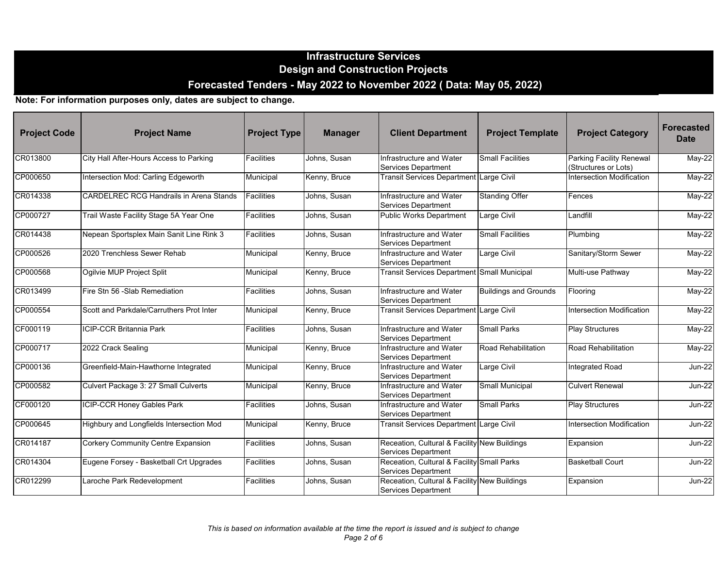# Infrastructure Services

## Design and Construction Projects

### Forecasted Tenders - May 2022 to November 2022 ( Data: May 05, 2022)

**Note: For information purposes only, dates are subject to change.**

| Project Code | Project Name | Project Type | Manager | Client Department | Project Template | Project Category | Forecasted Date |
|---|---|---|---|---|---|---|---|
| CR013800 | City Hall After-Hours Access to Parking | Facilities | Johns, Susan | Infrastructure and Water Services Department | Small Facilities | Parking Facility Renewal (Structures or Lots) | May-22 |
| CP000650 | Intersection Mod: Carling Edgeworth | Municipal | Kenny, Bruce | Transit Services Department | Large Civil | Intersection Modification | May-22 |
| CR014338 | CARDELREC RCG Handrails in Arena Stands | Facilities | Johns, Susan | Infrastructure and Water Services Department | Standing Offer | Fences | May-22 |
| CP000727 | Trail Waste Facility Stage 5A Year One | Facilities | Johns, Susan | Public Works Department | Large Civil | Landfill | May-22 |
| CR014438 | Nepean Sportsplex Main Sanit Line Rink 3 | Facilities | Johns, Susan | Infrastructure and Water Services Department | Small Facilities | Plumbing | May-22 |
| CP000526 | 2020 Trenchless Sewer Rehab | Municipal | Kenny, Bruce | Infrastructure and Water Services Department | Large Civil | Sanitary/Storm Sewer | May-22 |
| CP000568 | Ogilvie MUP Project Split | Municipal | Kenny, Bruce | Transit Services Department | Small Municipal | Multi-use Pathway | May-22 |
| CR013499 | Fire Stn 56 -Slab Remediation | Facilities | Johns, Susan | Infrastructure and Water Services Department | Buildings and Grounds | Flooring | May-22 |
| CP000554 | Scott and Parkdale/Carruthers Prot Inter | Municipal | Kenny, Bruce | Transit Services Department | Large Civil | Intersection Modification | May-22 |
| CF000119 | ICIP-CCR Britannia Park | Facilities | Johns, Susan | Infrastructure and Water Services Department | Small Parks | Play Structures | May-22 |
| CP000717 | 2022 Crack Sealing | Municipal | Kenny, Bruce | Infrastructure and Water Services Department | Road Rehabilitation | Road Rehabilitation | May-22 |
| CP000136 | Greenfield-Main-Hawthorne Integrated | Municipal | Kenny, Bruce | Infrastructure and Water Services Department | Large Civil | Integrated Road | Jun-22 |
| CP000582 | Culvert Package 3: 27 Small Culverts | Municipal | Kenny, Bruce | Infrastructure and Water Services Department | Small Municipal | Culvert Renewal | Jun-22 |
| CF000120 | ICIP-CCR Honey Gables Park | Facilities | Johns, Susan | Infrastructure and Water Services Department | Small Parks | Play Structures | Jun-22 |
| CP000645 | Highbury and Longfields Intersection Mod | Municipal | Kenny, Bruce | Transit Services Department | Large Civil | Intersection Modification | Jun-22 |
| CR014187 | Corkery Community Centre Expansion | Facilities | Johns, Susan | Receation, Cultural & Facility Services Department | New Buildings | Expansion | Jun-22 |
| CR014304 | Eugene Forsey - Basketball Crt Upgrades | Facilities | Johns, Susan | Receation, Cultural & Facility Services Department | Small Parks | Basketball Court | Jun-22 |
| CR012299 | Laroche Park Redevelopment | Facilities | Johns, Susan | Receation, Cultural & Facility Services Department | New Buildings | Expansion | Jun-22 |

*This is based on information available at the time the report is issued and is subject to change*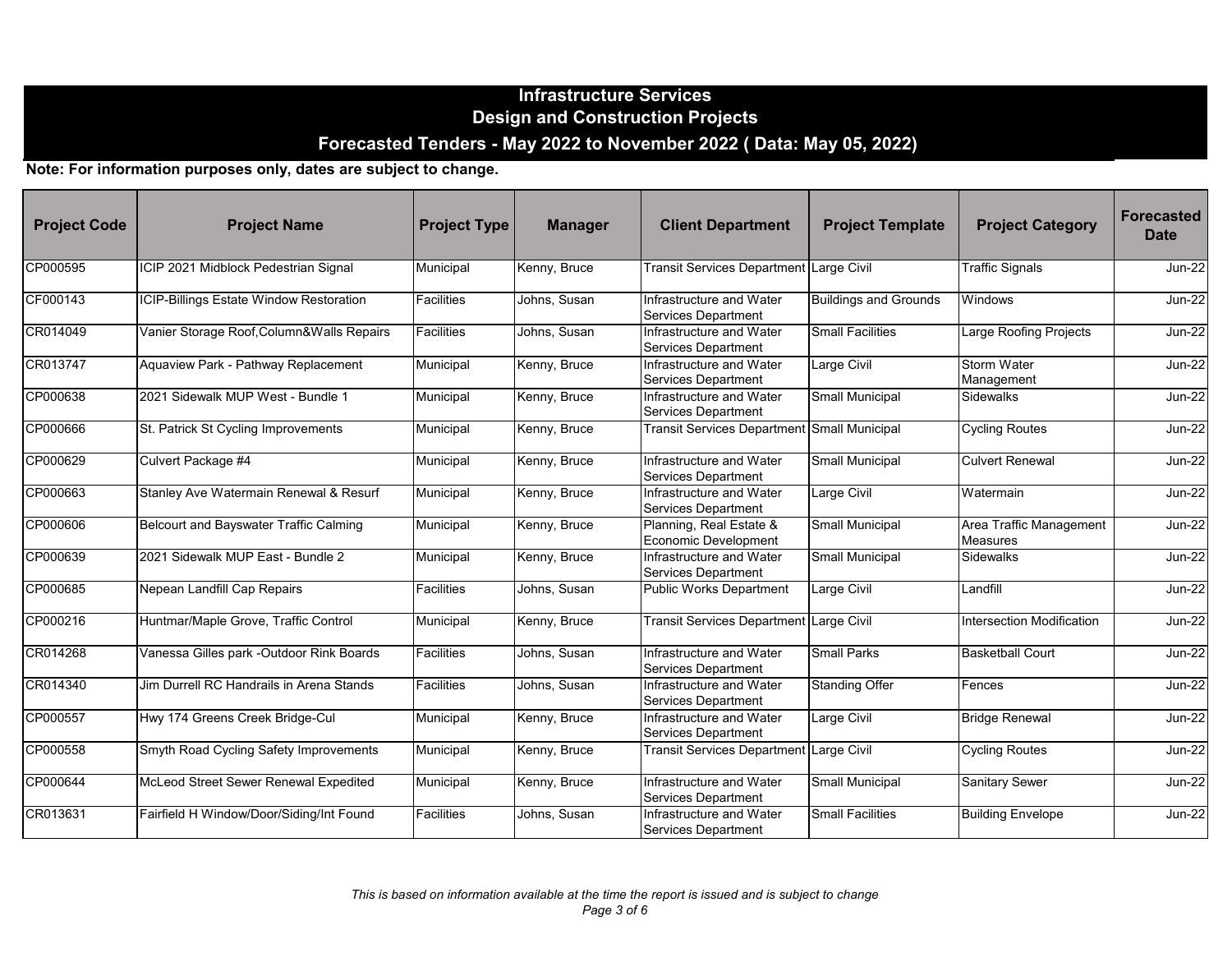# Infrastructure Services
## Design and Construction Projects
### Forecasted Tenders - May 2022 to November 2022 ( Data: May 05, 2022)

**Note: For information purposes only, dates are subject to change.**

| Project Code | Project Name | Project Type | Manager | Client Department | Project Template | Project Category | Forecasted Date |
|---|---|---|---|---|---|---|---|
| CP000595 | ICIP 2021 Midblock Pedestrian Signal | Municipal | Kenny, Bruce | Transit Services Department | Large Civil | Traffic Signals | Jun-22 |
| CF000143 | ICIP-Billings Estate Window Restoration | Facilities | Johns, Susan | Infrastructure and Water Services Department | Buildings and Grounds | Windows | Jun-22 |
| CR014049 | Vanier Storage Roof,Column&Walls Repairs | Facilities | Johns, Susan | Infrastructure and Water Services Department | Small Facilities | Large Roofing Projects | Jun-22 |
| CR013747 | Aquaview Park - Pathway Replacement | Municipal | Kenny, Bruce | Infrastructure and Water Services Department | Large Civil | Storm Water Management | Jun-22 |
| CP000638 | 2021 Sidewalk MUP West - Bundle 1 | Municipal | Kenny, Bruce | Infrastructure and Water Services Department | Small Municipal | Sidewalks | Jun-22 |
| CP000666 | St. Patrick St Cycling Improvements | Municipal | Kenny, Bruce | Transit Services Department | Small Municipal | Cycling Routes | Jun-22 |
| CP000629 | Culvert Package #4 | Municipal | Kenny, Bruce | Infrastructure and Water Services Department | Small Municipal | Culvert Renewal | Jun-22 |
| CP000663 | Stanley Ave Watermain Renewal & Resurf | Municipal | Kenny, Bruce | Infrastructure and Water Services Department | Large Civil | Watermain | Jun-22 |
| CP000606 | Belcourt and Bayswater Traffic Calming | Municipal | Kenny, Bruce | Planning, Real Estate & Economic Development | Small Municipal | Area Traffic Management Measures | Jun-22 |
| CP000639 | 2021 Sidewalk MUP East - Bundle 2 | Municipal | Kenny, Bruce | Infrastructure and Water Services Department | Small Municipal | Sidewalks | Jun-22 |
| CP000685 | Nepean Landfill Cap Repairs | Facilities | Johns, Susan | Public Works Department | Large Civil | Landfill | Jun-22 |
| CP000216 | Huntmar/Maple Grove, Traffic Control | Municipal | Kenny, Bruce | Transit Services Department | Large Civil | Intersection Modification | Jun-22 |
| CR014268 | Vanessa Gilles park -Outdoor Rink Boards | Facilities | Johns, Susan | Infrastructure and Water Services Department | Small Parks | Basketball Court | Jun-22 |
| CR014340 | Jim Durrell RC Handrails in Arena Stands | Facilities | Johns, Susan | Infrastructure and Water Services Department | Standing Offer | Fences | Jun-22 |
| CP000557 | Hwy 174 Greens Creek Bridge-Cul | Municipal | Kenny, Bruce | Infrastructure and Water Services Department | Large Civil | Bridge Renewal | Jun-22 |
| CP000558 | Smyth Road Cycling Safety Improvements | Municipal | Kenny, Bruce | Transit Services Department | Large Civil | Cycling Routes | Jun-22 |
| CP000644 | McLeod Street Sewer Renewal Expedited | Municipal | Kenny, Bruce | Infrastructure and Water Services Department | Small Municipal | Sanitary Sewer | Jun-22 |
| CR013631 | Fairfield H Window/Door/Siding/Int Found | Facilities | Johns, Susan | Infrastructure and Water Services Department | Small Facilities | Building Envelope | Jun-22 |

*This is based on information available at the time the report is issued and is subject to change*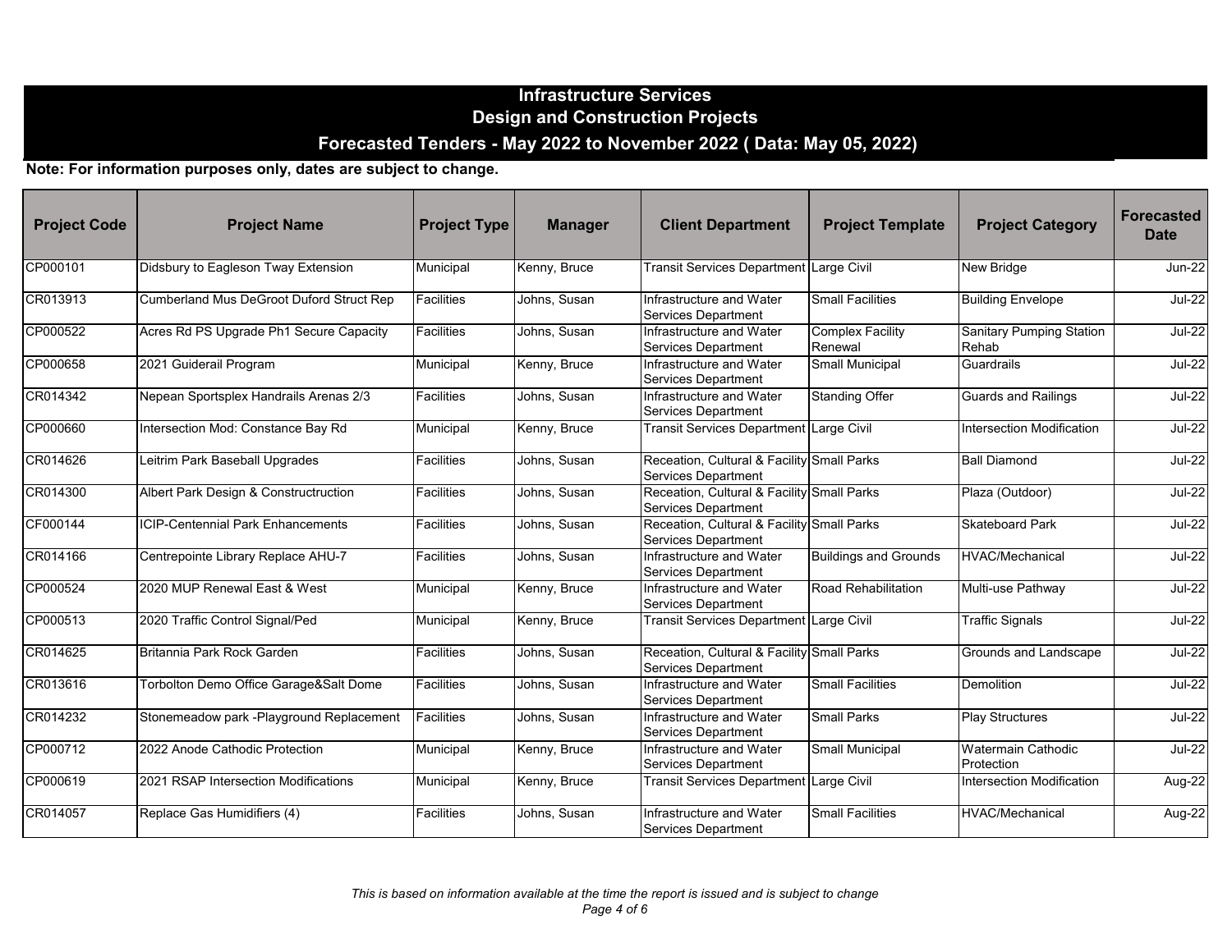# Infrastructure Services
## Design and Construction Projects
### Forecasted Tenders - May 2022 to November 2022 ( Data: May 05, 2022)

**Note: For information purposes only, dates are subject to change.**

| Project Code | Project Name | Project Type | Manager | Client Department | Project Template | Project Category | Forecasted Date |
|---|---|---|---|---|---|---|---|
| CP000101 | Didsbury to Eagleson Tway Extension | Municipal | Kenny, Bruce | Transit Services Department | Large Civil | New Bridge | Jun-22 |
| CR013913 | Cumberland Mus DeGroot Duford Struct Rep | Facilities | Johns, Susan | Infrastructure and Water Services Department | Small Facilities | Building Envelope | Jul-22 |
| CP000522 | Acres Rd PS Upgrade Ph1 Secure Capacity | Facilities | Johns, Susan | Infrastructure and Water Services Department | Complex Facility Renewal | Sanitary Pumping Station Rehab | Jul-22 |
| CP000658 | 2021 Guiderail Program | Municipal | Kenny, Bruce | Infrastructure and Water Services Department | Small Municipal | Guardrails | Jul-22 |
| CR014342 | Nepean Sportsplex Handrails Arenas 2/3 | Facilities | Johns, Susan | Infrastructure and Water Services Department | Standing Offer | Guards and Railings | Jul-22 |
| CP000660 | Intersection Mod: Constance Bay Rd | Municipal | Kenny, Bruce | Transit Services Department | Large Civil | Intersection Modification | Jul-22 |
| CR014626 | Leitrim Park Baseball Upgrades | Facilities | Johns, Susan | Receation, Cultural & Facility Services Department | Small Parks | Ball Diamond | Jul-22 |
| CR014300 | Albert Park Design & Constructruction | Facilities | Johns, Susan | Receation, Cultural & Facility Services Department | Small Parks | Plaza (Outdoor) | Jul-22 |
| CF000144 | ICIP-Centennial Park Enhancements | Facilities | Johns, Susan | Receation, Cultural & Facility Services Department | Small Parks | Skateboard Park | Jul-22 |
| CR014166 | Centrepointe Library Replace AHU-7 | Facilities | Johns, Susan | Infrastructure and Water Services Department | Buildings and Grounds | HVAC/Mechanical | Jul-22 |
| CP000524 | 2020 MUP Renewal East & West | Municipal | Kenny, Bruce | Infrastructure and Water Services Department | Road Rehabilitation | Multi-use Pathway | Jul-22 |
| CP000513 | 2020 Traffic Control Signal/Ped | Municipal | Kenny, Bruce | Transit Services Department | Large Civil | Traffic Signals | Jul-22 |
| CR014625 | Britannia Park Rock Garden | Facilities | Johns, Susan | Receation, Cultural & Facility Services Department | Small Parks | Grounds and Landscape | Jul-22 |
| CR013616 | Torbolton Demo Office Garage&Salt Dome | Facilities | Johns, Susan | Infrastructure and Water Services Department | Small Facilities | Demolition | Jul-22 |
| CR014232 | Stonemeadow park -Playground Replacement | Facilities | Johns, Susan | Infrastructure and Water Services Department | Small Parks | Play Structures | Jul-22 |
| CP000712 | 2022 Anode Cathodic Protection | Municipal | Kenny, Bruce | Infrastructure and Water Services Department | Small Municipal | Watermain Cathodic Protection | Jul-22 |
| CP000619 | 2021 RSAP Intersection Modifications | Municipal | Kenny, Bruce | Transit Services Department | Large Civil | Intersection Modification | Aug-22 |
| CR014057 | Replace Gas Humidifiers (4) | Facilities | Johns, Susan | Infrastructure and Water Services Department | Small Facilities | HVAC/Mechanical | Aug-22 |

*This is based on information available at the time the report is issued and is subject to change*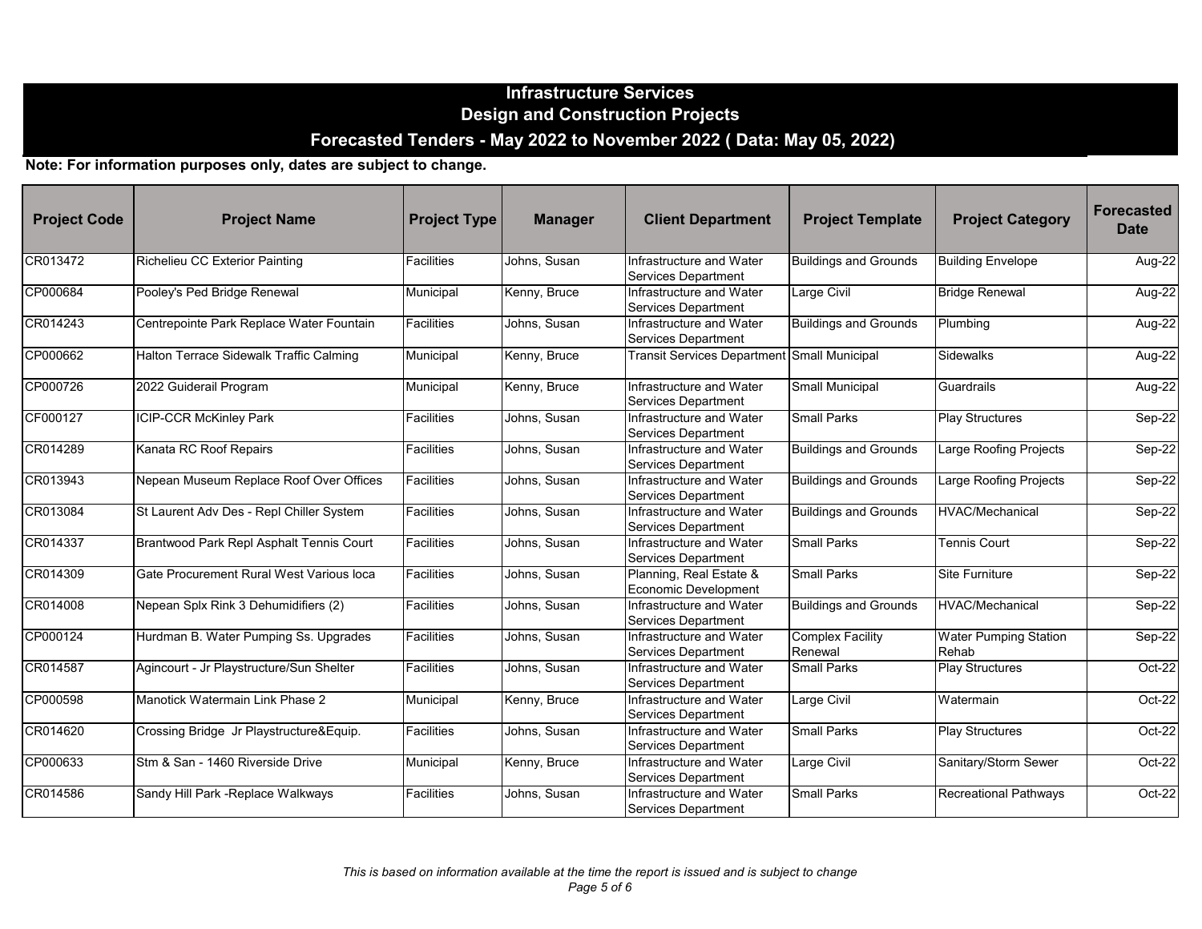# Infrastructure Services
## Design and Construction Projects
### Forecasted Tenders - May 2022 to November 2022 ( Data: May 05, 2022)

**Note: For information purposes only, dates are subject to change.**

| Project Code | Project Name | Project Type | Manager | Client Department | Project Template | Project Category | Forecasted Date |
|---|---|---|---|---|---|---|---|
| CR013472 | Richelieu CC Exterior Painting | Facilities | Johns, Susan | Infrastructure and Water Services Department | Buildings and Grounds | Building Envelope | Aug-22 |
| CP000684 | Pooley's Ped Bridge Renewal | Municipal | Kenny, Bruce | Infrastructure and Water Services Department | Large Civil | Bridge Renewal | Aug-22 |
| CR014243 | Centrepointe Park Replace Water Fountain | Facilities | Johns, Susan | Infrastructure and Water Services Department | Buildings and Grounds | Plumbing | Aug-22 |
| CP000662 | Halton Terrace Sidewalk Traffic Calming | Municipal | Kenny, Bruce | Transit Services Department | Small Municipal | Sidewalks | Aug-22 |
| CP000726 | 2022 Guiderail Program | Municipal | Kenny, Bruce | Infrastructure and Water Services Department | Small Municipal | Guardrails | Aug-22 |
| CF000127 | ICIP-CCR McKinley Park | Facilities | Johns, Susan | Infrastructure and Water Services Department | Small Parks | Play Structures | Sep-22 |
| CR014289 | Kanata RC Roof Repairs | Facilities | Johns, Susan | Infrastructure and Water Services Department | Buildings and Grounds | Large Roofing Projects | Sep-22 |
| CR013943 | Nepean Museum Replace Roof Over Offices | Facilities | Johns, Susan | Infrastructure and Water Services Department | Buildings and Grounds | Large Roofing Projects | Sep-22 |
| CR013084 | St Laurent Adv Des - Repl Chiller System | Facilities | Johns, Susan | Infrastructure and Water Services Department | Buildings and Grounds | HVAC/Mechanical | Sep-22 |
| CR014337 | Brantwood Park Repl Asphalt Tennis Court | Facilities | Johns, Susan | Infrastructure and Water Services Department | Small Parks | Tennis Court | Sep-22 |
| CR014309 | Gate Procurement Rural West Various loca | Facilities | Johns, Susan | Planning, Real Estate & Economic Development | Small Parks | Site Furniture | Sep-22 |
| CR014008 | Nepean Splx Rink 3 Dehumidifiers (2) | Facilities | Johns, Susan | Infrastructure and Water Services Department | Buildings and Grounds | HVAC/Mechanical | Sep-22 |
| CP000124 | Hurdman B. Water Pumping Ss. Upgrades | Facilities | Johns, Susan | Infrastructure and Water Services Department | Complex Facility Renewal | Water Pumping Station Rehab | Sep-22 |
| CR014587 | Agincourt - Jr Playstructure/Sun Shelter | Facilities | Johns, Susan | Infrastructure and Water Services Department | Small Parks | Play Structures | Oct-22 |
| CP000598 | Manotick Watermain Link Phase 2 | Municipal | Kenny, Bruce | Infrastructure and Water Services Department | Large Civil | Watermain | Oct-22 |
| CR014620 | Crossing Bridge Jr Playstructure&Equip. | Facilities | Johns, Susan | Infrastructure and Water Services Department | Small Parks | Play Structures | Oct-22 |
| CP000633 | Stm & San - 1460 Riverside Drive | Municipal | Kenny, Bruce | Infrastructure and Water Services Department | Large Civil | Sanitary/Storm Sewer | Oct-22 |
| CR014586 | Sandy Hill Park -Replace Walkways | Facilities | Johns, Susan | Infrastructure and Water Services Department | Small Parks | Recreational Pathways | Oct-22 |

*This is based on information available at the time the report is issued and is subject to change*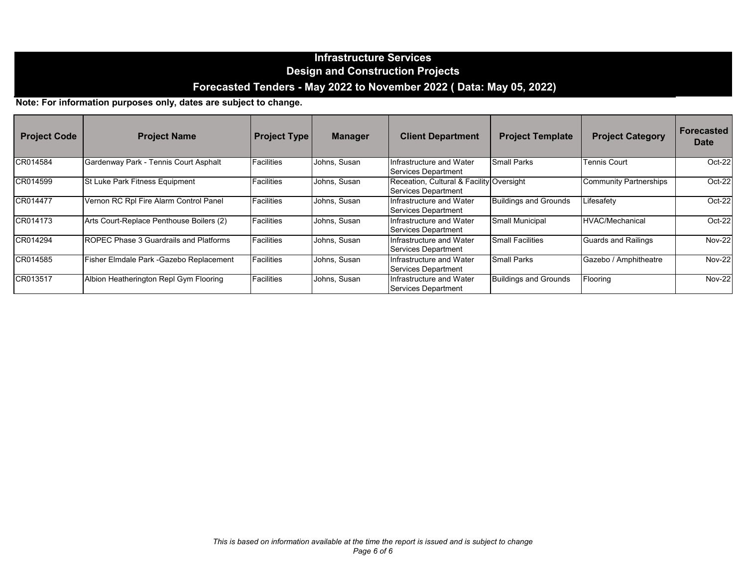# Infrastructure Services
## Design and Construction Projects
### Forecasted Tenders - May 2022 to November 2022 ( Data: May 05, 2022)

**Note: For information purposes only, dates are subject to change.**

| Project Code | Project Name | Project Type | Manager | Client Department | Project Template | Project Category | Forecasted Date |
|---|---|---|---|---|---|---|---|
| CR014584 | Gardenway Park - Tennis Court Asphalt | Facilities | Johns, Susan | Infrastructure and Water Services Department | Small Parks | Tennis Court | Oct-22 |
| CR014599 | St Luke Park Fitness Equipment | Facilities | Johns, Susan | Receation, Cultural & Facility Services Department | Oversight | Community Partnerships | Oct-22 |
| CR014477 | Vernon RC Rpl Fire Alarm Control Panel | Facilities | Johns, Susan | Infrastructure and Water Services Department | Buildings and Grounds | Lifesafety | Oct-22 |
| CR014173 | Arts Court-Replace Penthouse Boilers (2) | Facilities | Johns, Susan | Infrastructure and Water Services Department | Small Municipal | HVAC/Mechanical | Oct-22 |
| CR014294 | ROPEC Phase 3 Guardrails and Platforms | Facilities | Johns, Susan | Infrastructure and Water Services Department | Small Facilities | Guards and Railings | Nov-22 |
| CR014585 | Fisher Elmdale Park -Gazebo Replacement | Facilities | Johns, Susan | Infrastructure and Water Services Department | Small Parks | Gazebo / Amphitheatre | Nov-22 |
| CR013517 | Albion Heatherington Repl Gym Flooring | Facilities | Johns, Susan | Infrastructure and Water Services Department | Buildings and Grounds | Flooring | Nov-22 |

*This is based on information available at the time the report is issued and is subject to change*